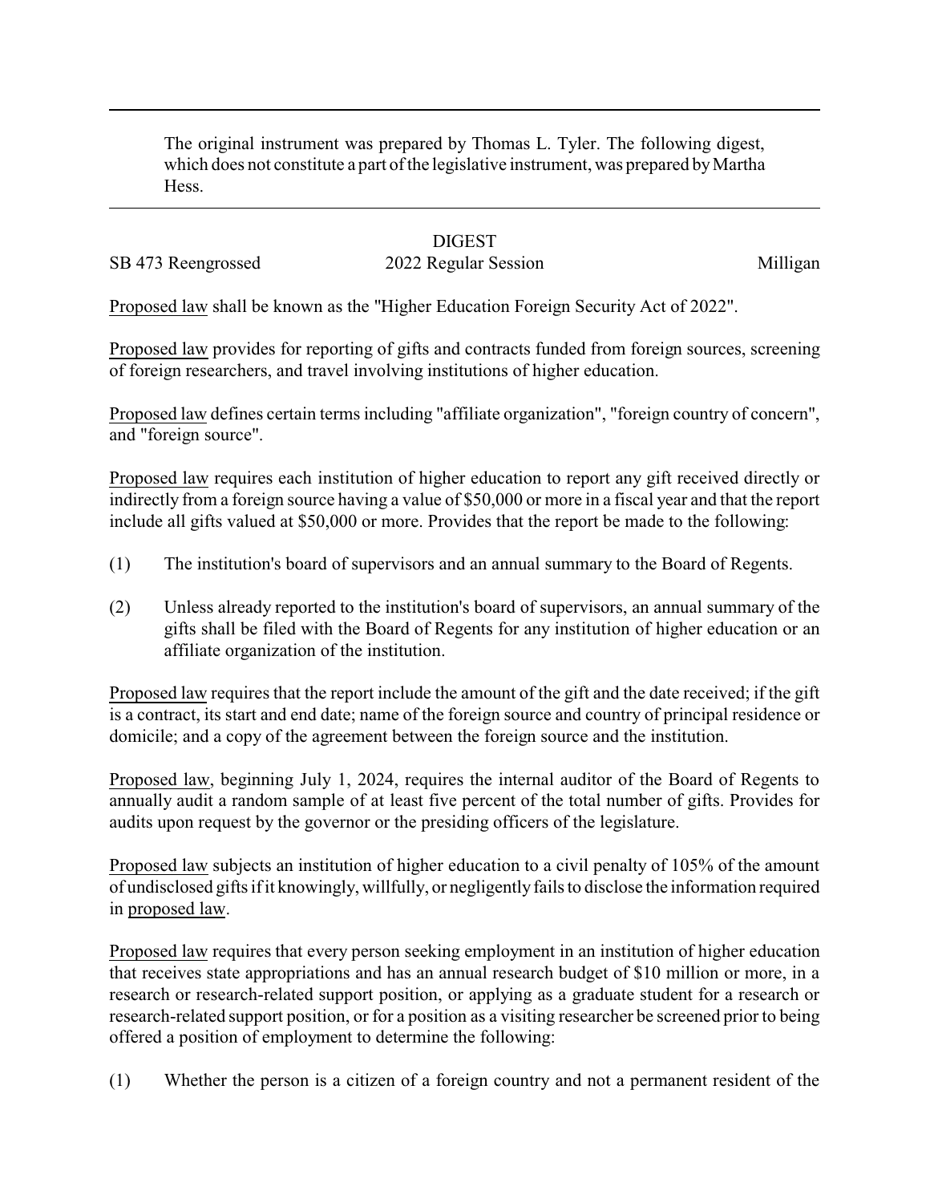The original instrument was prepared by Thomas L. Tyler. The following digest, which does not constitute a part of the legislative instrument, was prepared by Martha Hess.

DIGEST

SB 473 Reengrossed 2022 Regular Session Milligan

Proposed law shall be known as the "Higher Education Foreign Security Act of 2022".

Proposed law provides for reporting of gifts and contracts funded from foreign sources, screening of foreign researchers, and travel involving institutions of higher education.

Proposed law defines certain terms including "affiliate organization", "foreign country of concern", and "foreign source".

Proposed law requires each institution of higher education to report any gift received directly or indirectly from a foreign source having a value of $50,000 or more in a fiscal year and that the report include all gifts valued at $50,000 or more. Provides that the report be made to the following:

(1) The institution's board of supervisors and an annual summary to the Board of Regents.

(2) Unless already reported to the institution's board of supervisors, an annual summary of the gifts shall be filed with the Board of Regents for any institution of higher education or an affiliate organization of the institution.

Proposed law requires that the report include the amount of the gift and the date received; if the gift is a contract, its start and end date; name of the foreign source and country of principal residence or domicile; and a copy of the agreement between the foreign source and the institution.

Proposed law, beginning July 1, 2024, requires the internal auditor of the Board of Regents to annually audit a random sample of at least five percent of the total number of gifts. Provides for audits upon request by the governor or the presiding officers of the legislature.

Proposed law subjects an institution of higher education to a civil penalty of 105% of the amount of undisclosed gifts if it knowingly, willfully, or negligently fails to disclose the information required in proposed law.

Proposed law requires that every person seeking employment in an institution of higher education that receives state appropriations and has an annual research budget of $10 million or more, in a research or research-related support position, or applying as a graduate student for a research or research-related support position, or for a position as a visiting researcher be screened prior to being offered a position of employment to determine the following:

(1) Whether the person is a citizen of a foreign country and not a permanent resident of the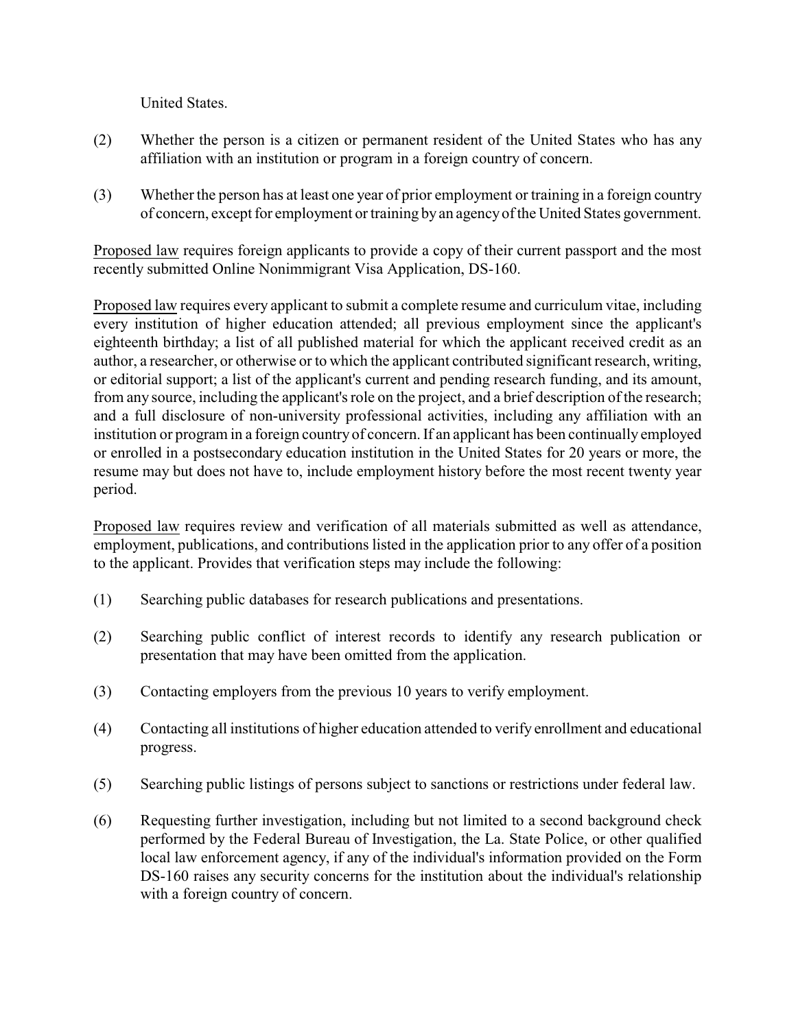United States.

(2) Whether the person is a citizen or permanent resident of the United States who has any affiliation with an institution or program in a foreign country of concern.

(3) Whether the person has at least one year of prior employment or training in a foreign country of concern, except for employment or training by an agency of the United States government.

Proposed law requires foreign applicants to provide a copy of their current passport and the most recently submitted Online Nonimmigrant Visa Application, DS-160.

Proposed law requires every applicant to submit a complete resume and curriculum vitae, including every institution of higher education attended; all previous employment since the applicant's eighteenth birthday; a list of all published material for which the applicant received credit as an author, a researcher, or otherwise or to which the applicant contributed significant research, writing, or editorial support; a list of the applicant's current and pending research funding, and its amount, from any source, including the applicant's role on the project, and a brief description of the research; and a full disclosure of non-university professional activities, including any affiliation with an institution or program in a foreign country of concern. If an applicant has been continually employed or enrolled in a postsecondary education institution in the United States for 20 years or more, the resume may but does not have to, include employment history before the most recent twenty year period.

Proposed law requires review and verification of all materials submitted as well as attendance, employment, publications, and contributions listed in the application prior to any offer of a position to the applicant. Provides that verification steps may include the following:

(1) Searching public databases for research publications and presentations.

(2) Searching public conflict of interest records to identify any research publication or presentation that may have been omitted from the application.

(3) Contacting employers from the previous 10 years to verify employment.

(4) Contacting all institutions of higher education attended to verify enrollment and educational progress.

(5) Searching public listings of persons subject to sanctions or restrictions under federal law.

(6) Requesting further investigation, including but not limited to a second background check performed by the Federal Bureau of Investigation, the La. State Police, or other qualified local law enforcement agency, if any of the individual's information provided on the Form DS-160 raises any security concerns for the institution about the individual's relationship with a foreign country of concern.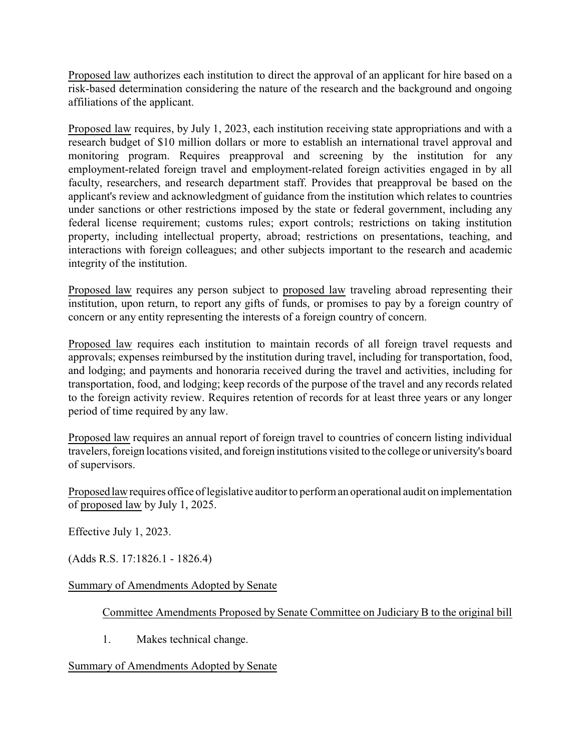Proposed law authorizes each institution to direct the approval of an applicant for hire based on a risk-based determination considering the nature of the research and the background and ongoing affiliations of the applicant.

Proposed law requires, by July 1, 2023, each institution receiving state appropriations and with a research budget of $10 million dollars or more to establish an international travel approval and monitoring program. Requires preapproval and screening by the institution for any employment-related foreign travel and employment-related foreign activities engaged in by all faculty, researchers, and research department staff. Provides that preapproval be based on the applicant's review and acknowledgment of guidance from the institution which relates to countries under sanctions or other restrictions imposed by the state or federal government, including any federal license requirement; customs rules; export controls; restrictions on taking institution property, including intellectual property, abroad; restrictions on presentations, teaching, and interactions with foreign colleagues; and other subjects important to the research and academic integrity of the institution.

Proposed law requires any person subject to proposed law traveling abroad representing their institution, upon return, to report any gifts of funds, or promises to pay by a foreign country of concern or any entity representing the interests of a foreign country of concern.

Proposed law requires each institution to maintain records of all foreign travel requests and approvals; expenses reimbursed by the institution during travel, including for transportation, food, and lodging; and payments and honoraria received during the travel and activities, including for transportation, food, and lodging; keep records of the purpose of the travel and any records related to the foreign activity review. Requires retention of records for at least three years or any longer period of time required by any law.

Proposed law requires an annual report of foreign travel to countries of concern listing individual travelers, foreign locations visited, and foreign institutions visited to the college or university's board of supervisors.

Proposed law requires office of legislative auditor to perform an operational audit on implementation of proposed law by July 1, 2025.

Effective July 1, 2023.

(Adds R.S. 17:1826.1 - 1826.4)

Summary of Amendments Adopted by Senate

Committee Amendments Proposed by Senate Committee on Judiciary B to the original bill

1. Makes technical change.

Summary of Amendments Adopted by Senate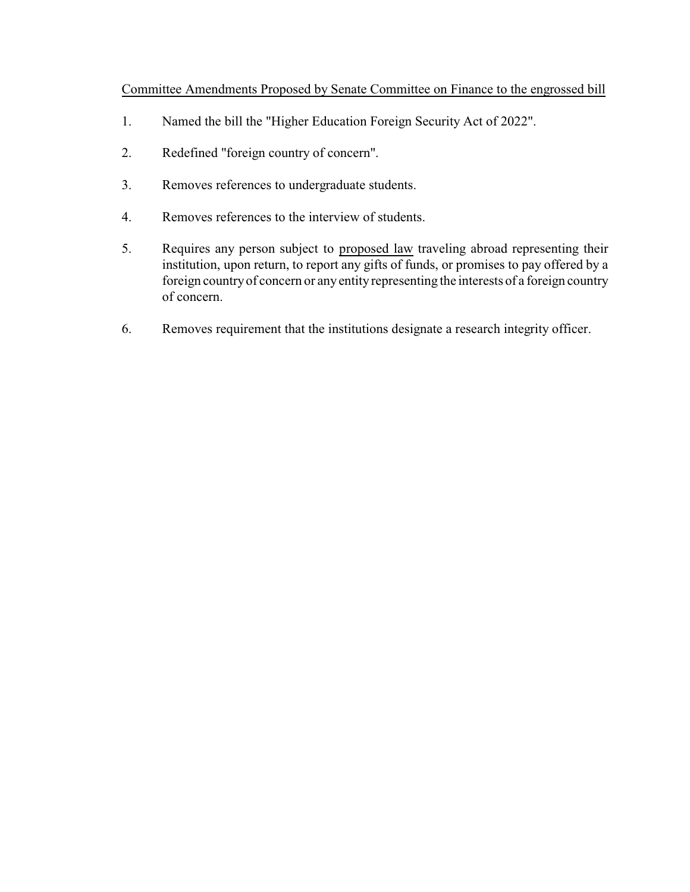<u>Committee Amendments Proposed by Senate Committee on Finance to the engrossed bill</u>

1. Named the bill the "Higher Education Foreign Security Act of 2022".

2. Redefined "foreign country of concern".

3. Removes references to undergraduate students.

4. Removes references to the interview of students.

5. Requires any person subject to <u>proposed law</u> traveling abroad representing their institution, upon return, to report any gifts of funds, or promises to pay offered by a foreign country of concern or any entity representing the interests of a foreign country of concern.

6. Removes requirement that the institutions designate a research integrity officer.